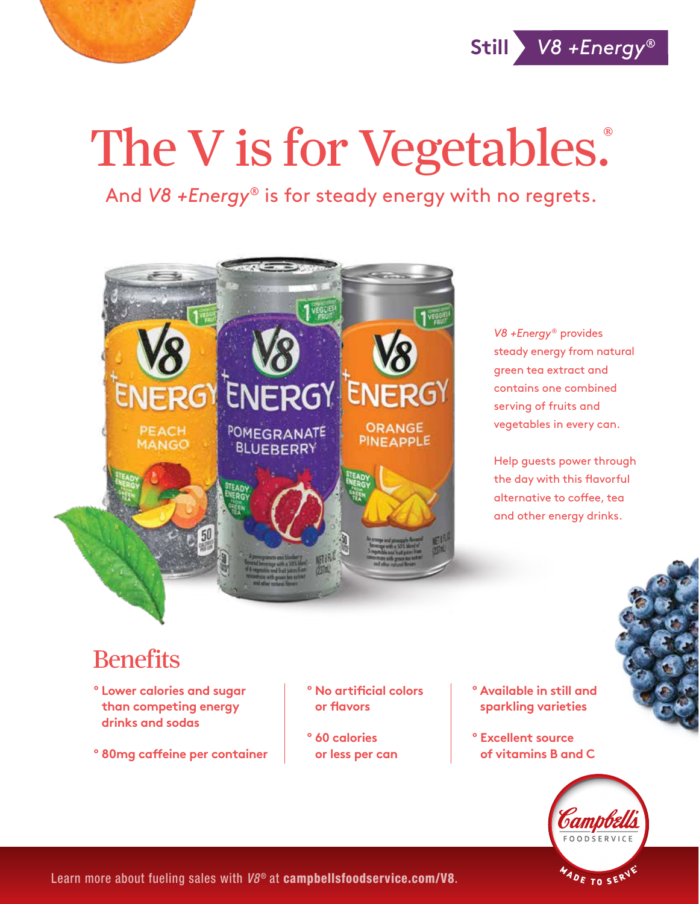Still V8 +Energy®

# The V is for Vegetables.®

And *V8 +Energy®* is for steady energy with no regrets.

*V8 +Energy®* provides steady energy from natural green tea extract and contains one combined serving of fruits and vegetables in every can.

Help guests power through the day with this flavorful alternative to coffee, tea and other energy drinks.

## Benefits

- **Lower calories and sugar than competing energy drinks and sodas**
- **80mg caffeine per container**
- **No artificial colors or flavors**
- **60 calories or less per can**
- **Available in still and sparkling varieties**
- **Excellent source of vitamins B and C**

Campbell's FOODSERVICE — MADE TO SERVE®

Learn more about fueling sales with *V8®* at **campbellsfoodservice.com/V8**.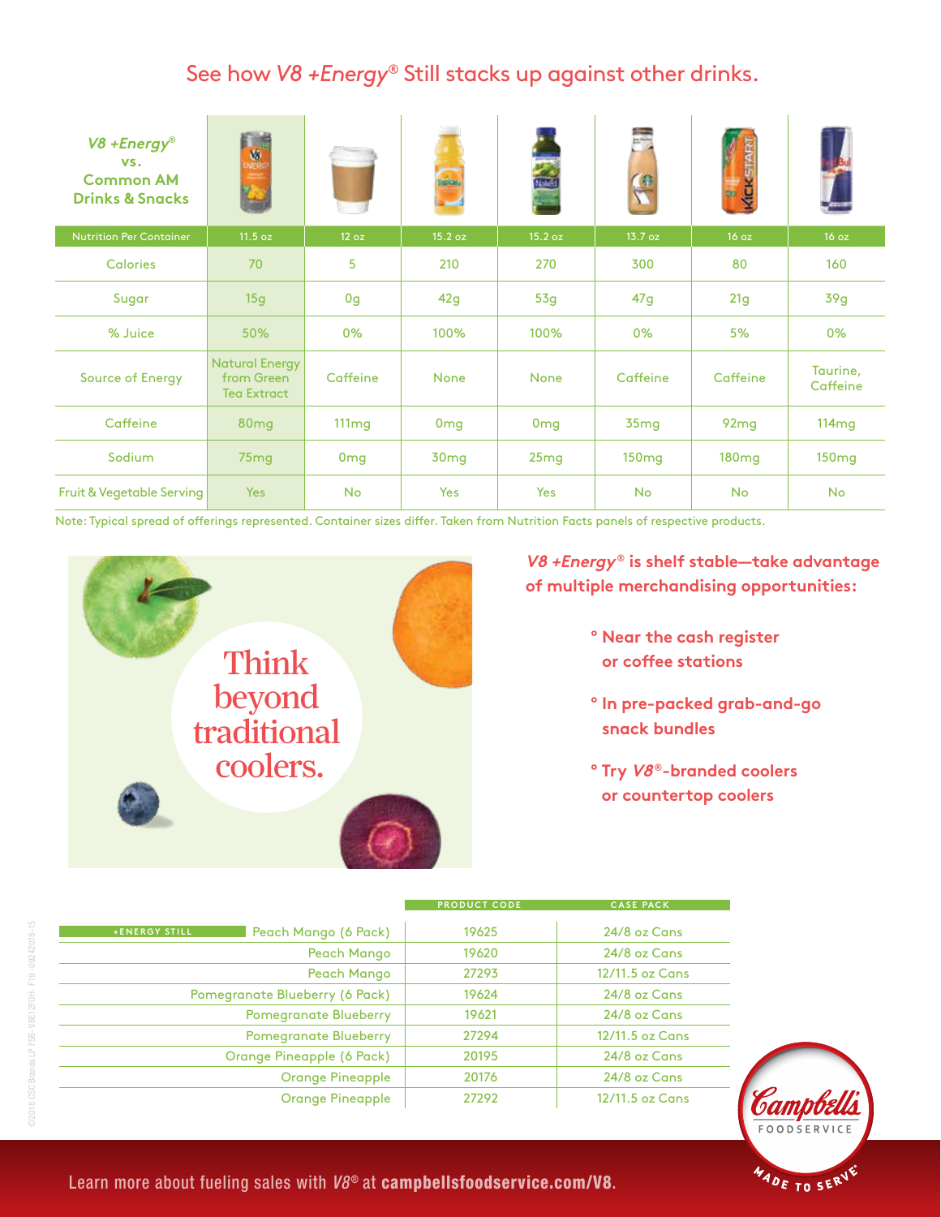## See how *V8 +Energy*® Still stacks up against other drinks.

| *V8 +Energy*® vs. Common AM Drinks & Snacks | | | | | | | |
|---|---|---|---|---|---|---|---|
| Nutrition Per Container | 11.5 oz | 12 oz | 15.2 oz | 15.2 oz | 13.7 oz | 16 oz | 16 oz |
| Calories | 70 | 5 | 210 | 270 | 300 | 80 | 160 |
| Sugar | 15g | 0g | 42g | 53g | 47g | 21g | 39g |
| % Juice | 50% | 0% | 100% | 100% | 0% | 5% | 0% |
| Source of Energy | Natural Energy from Green Tea Extract | Caffeine | None | None | Caffeine | Caffeine | Taurine, Caffeine |
| Caffeine | 80mg | 111mg | 0mg | 0mg | 35mg | 92mg | 114mg |
| Sodium | 75mg | 0mg | 30mg | 25mg | 150mg | 180mg | 150mg |
| Fruit & Vegetable Serving | Yes | No | Yes | Yes | No | No | No |

Note: Typical spread of offerings represented. Container sizes differ. Taken from Nutrition Facts panels of respective products.

Think beyond traditional coolers.

**_V8 +Energy_® is shelf stable—take advantage of multiple merchandising opportunities:**

- **Near the cash register or coffee stations**
- **In pre-packed grab-and-go snack bundles**
- **Try _V8_®-branded coolers or countertop coolers**

| +ENERGY STILL | PRODUCT CODE | CASE PACK |
|---|---|---|
| Peach Mango (6 Pack) | 19625 | 24/8 oz Cans |
| Peach Mango | 19620 | 24/8 oz Cans |
| Peach Mango | 27293 | 12/11.5 oz Cans |
| Pomegranate Blueberry (6 Pack) | 19624 | 24/8 oz Cans |
| Pomegranate Blueberry | 19621 | 24/8 oz Cans |
| Pomegranate Blueberry | 27294 | 12/11.5 oz Cans |
| Orange Pineapple (6 Pack) | 20195 | 24/8 oz Cans |
| Orange Pineapple | 20176 | 24/8 oz Cans |
| Orange Pineapple | 27292 | 12/11.5 oz Cans |

Campbell's FOODSERVICE — MADE TO SERVE®

Learn more about fueling sales with *V8*® at **campbellsfoodservice.com/V8**.

©2018 CSC Brands LP FSB-V8E12FDH-F19-09242018-15